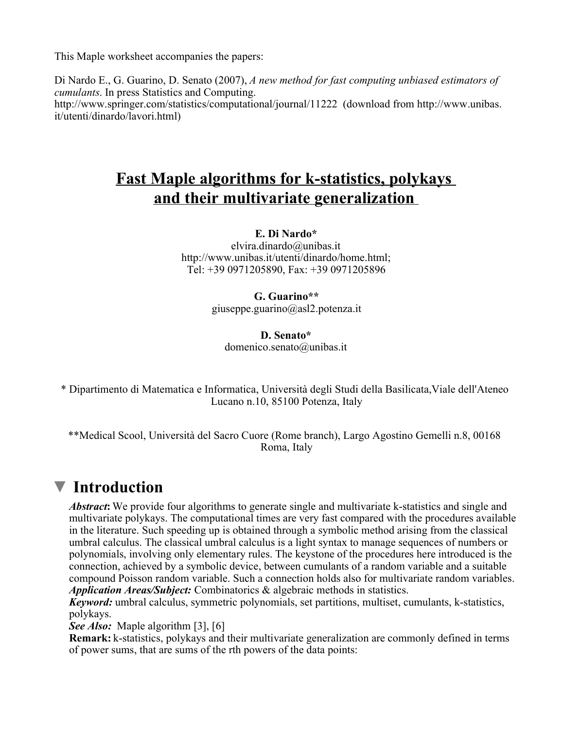This Maple worksheet accompanies the papers:

Di Nardo E., G. Guarino, D. Senato (2007), *A new method for fast computing unbiased estimators of cumulants*. In press Statistics and Computing. http://www.springer.com/statistics/computational/journal/11222 (download from http://www.unibas.it/utenti/dinardo/lavori.html)

# Fast Maple algorithms for k-statistics, polykays and their multivariate generalization

**E. Di Nardo***
elvira.dinardo@unibas.it
http://www.unibas.it/utenti/dinardo/home.html;
Tel: +39 0971205890, Fax: +39 0971205896

**G. Guarino****
giuseppe.guarino@asl2.potenza.it

**D. Senato***
domenico.senato@unibas.it

* Dipartimento di Matematica e Informatica, Università degli Studi della Basilicata,Viale dell'Ateneo Lucano n.10, 85100 Potenza, Italy

**Medical Scool, Università del Sacro Cuore (Rome branch), Largo Agostino Gemelli n.8, 00168 Roma, Italy

## Introduction

***Abstract*:** We provide four algorithms to generate single and multivariate k-statistics and single and multivariate polykays. The computational times are very fast compared with the procedures available in the literature. Such speeding up is obtained through a symbolic method arising from the classical umbral calculus. The classical umbral calculus is a light syntax to manage sequences of numbers or polynomials, involving only elementary rules. The keystone of the procedures here introduced is the connection, achieved by a symbolic device, between cumulants of a random variable and a suitable compound Poisson random variable. Such a connection holds also for multivariate random variables.
***Application Areas/Subject:*** Combinatorics & algebraic methods in statistics.
***Keyword:*** umbral calculus, symmetric polynomials, set partitions, multiset, cumulants, k-statistics, polykays.
***See Also:*** Maple algorithm [3], [6]
**Remark:** k-statistics, polykays and their multivariate generalization are commonly defined in terms of power sums, that are sums of the rth powers of the data points: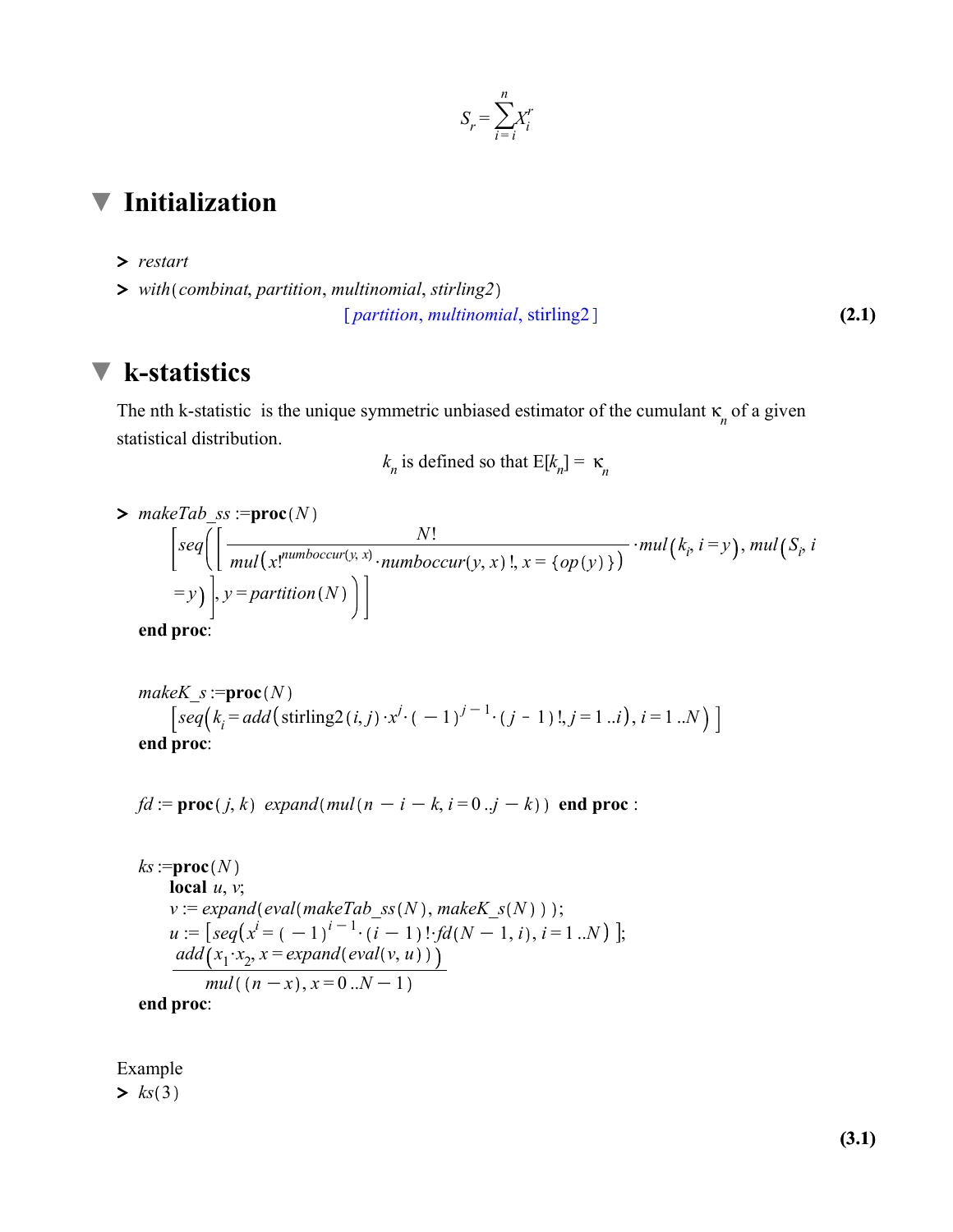$$S_r = \sum_{i=i}^{n} X_i^r$$

# Initialization

```
> restart
> with(combinat, partition, multinomial, stirling2)
```

$$[partition, multinomial, \text{stirling2}] \quad \textbf{(2.1)}$$

# k-statistics

The nth k-statistic is the unique symmetric unbiased estimator of the cumulant $\kappa_n$ of a given statistical distribution.

$k_n$ is defined so that E[$k_n$] = $\kappa_n$

```
> makeTab_ss := proc(N)
      [seq([ N! / (mul(x!^numboccur(y, x) · numboccur(y, x)!, x = {op(y)})) · mul(k_i, i = y), mul(S_i, i = y)], y = partition(N))]
  end proc:

  makeK_s := proc(N)
      [seq(k_i = add(stirling2(i, j) · x^j · (−1)^(j−1) · (j − 1)!, j = 1..i), i = 1..N)]
  end proc:

  fd := proc(j, k) expand(mul(n − i − k, i = 0..j − k)) end proc:

  ks := proc(N)
      local u, v;
      v := expand(eval(makeTab_ss(N), makeK_s(N)));
      u := [seq(x^i = (−1)^(i−1) · (i − 1)! · fd(N − 1, i), i = 1..N)];
      add(x_1 · x_2, x = expand(eval(v, u))) / mul((n − x), x = 0..N − 1)
  end proc:
```

Example

```
> ks(3)
```

$$\textbf{(3.1)}$$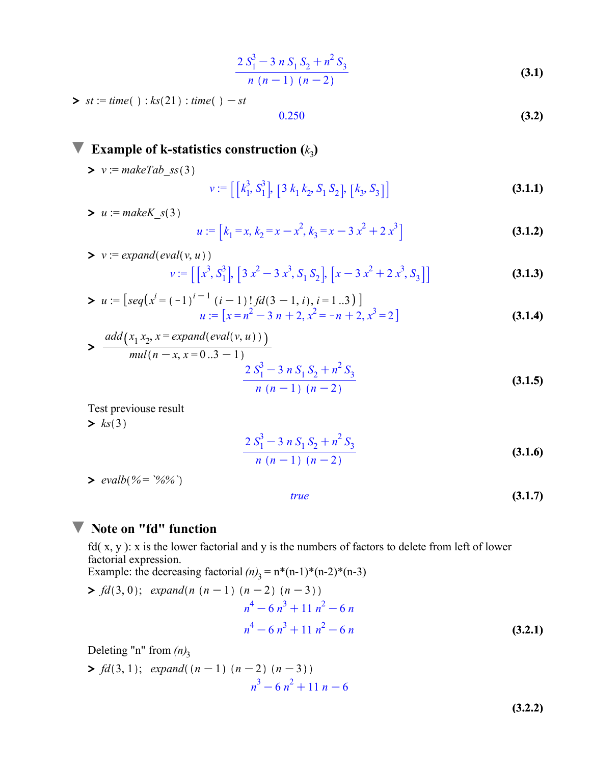$$\frac{2 S_1^3 - 3 n S_1 S_2 + n^2 S_3}{n (n-1) (n-2)} \tag{3.1}$$

```
> st := time() : ks(21) : time() - st
```

$$0.250 \tag{3.2}$$

## Example of k-statistics construction ($k_3$)

```
> v := makeTab_ss(3)
```

$$v := \left[ \left[ k_1^3, S_1^3 \right], \left[ 3 k_1 k_2, S_1 S_2 \right], \left[ k_3, S_3 \right] \right] \tag{3.1.1}$$

```
> u := makeK_s(3)
```

$$u := \left[ k_1 = x, k_2 = x - x^2, k_3 = x - 3 x^2 + 2 x^3 \right] \tag{3.1.2}$$

```
> v := expand(eval(v, u))
```

$$v := \left[ \left[ x^3, S_1^3 \right], \left[ 3 x^2 - 3 x^3, S_1 S_2 \right], \left[ x - 3 x^2 + 2 x^3, S_3 \right] \right] \tag{3.1.3}$$

```
> u := [seq(x^i = (-1)^(i-1) (i-1)! fd(3-1, i), i = 1..3)]
```

$$u := \left[ x = n^2 - 3 n + 2, x^2 = -n + 2, x^3 = 2 \right] \tag{3.1.4}$$

```
> add(x_1 x_2, x = expand(eval(v, u))) / mul(n - x, x = 0..3 - 1)
```

$$\frac{2 S_1^3 - 3 n S_1 S_2 + n^2 S_3}{n (n-1) (n-2)} \tag{3.1.5}$$

Test previouse result

```
> ks(3)
```

$$\frac{2 S_1^3 - 3 n S_1 S_2 + n^2 S_3}{n (n-1) (n-2)} \tag{3.1.6}$$

```
> evalb(% = `%%`)
```

$$true \tag{3.1.7}$$

## Note on "fd" function

fd( x, y ): x is the lower factorial and y is the numbers of factors to delete from left of lower factorial expression.
Example: the decreasing factorial $(n)_3$ = n*(n-1)*(n-2)*(n-3)

```
> fd(3, 0); expand(n (n-1) (n-2) (n-3))
```

$$n^4 - 6 n^3 + 11 n^2 - 6 n$$

$$n^4 - 6 n^3 + 11 n^2 - 6 n \tag{3.2.1}$$

Deleting "n" from $(n)_3$

```
> fd(3, 1); expand((n-1) (n-2) (n-3))
```

$$n^3 - 6 n^2 + 11 n - 6 \tag{3.2.2}$$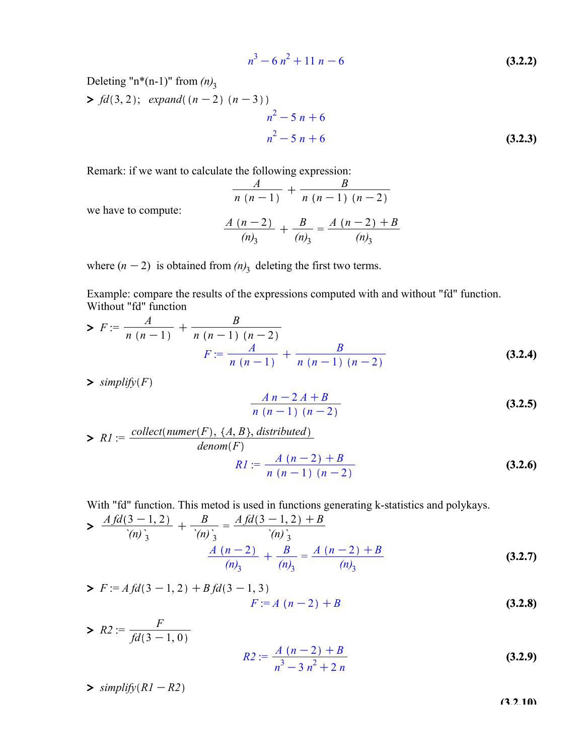$$n^3 - 6n^2 + 11n - 6 \tag{3.2.2}$$

Deleting "n*(n-1)" from $(n)_3$

```
> fd(3, 2);  expand((n - 2) (n - 3))
```

$$n^2 - 5n + 6$$

$$n^2 - 5n + 6 \tag{3.2.3}$$

Remark: if we want to calculate the following expression:

$$\frac{A}{n\,(n-1)} + \frac{B}{n\,(n-1)\,(n-2)}$$

we have to compute:

$$\frac{A\,(n-2)}{(n)_3} + \frac{B}{(n)_3} = \frac{A\,(n-2) + B}{(n)_3}$$

where $(n-2)$ is obtained from $(n)_3$ deleting the first two terms.

Example: compare the results of the expressions computed with and without "fd" function.
Without "fd" function

```
> F := A/(n (n - 1)) + B/(n (n - 1) (n - 2))
```

$$F := \frac{A}{n\,(n-1)} + \frac{B}{n\,(n-1)\,(n-2)} \tag{3.2.4}$$

```
> simplify(F)
```

$$\frac{A\,n - 2\,A + B}{n\,(n-1)\,(n-2)} \tag{3.2.5}$$

```
> R1 := collect(numer(F), {A, B}, distributed)/denom(F)
```

$$R1 := \frac{A\,(n-2) + B}{n\,(n-1)\,(n-2)} \tag{3.2.6}$$

With "fd" function. This metod is used in functions generating k-statistics and polykays.

```
> A fd(3 - 1, 2)/`(n)`_3 + B/`(n)`_3 = (A fd(3 - 1, 2) + B)/`(n)`_3
```

$$\frac{A\,(n-2)}{(n)_3} + \frac{B}{(n)_3} = \frac{A\,(n-2) + B}{(n)_3} \tag{3.2.7}$$

```
> F := A fd(3 - 1, 2) + B fd(3 - 1, 3)
```

$$F := A\,(n-2) + B \tag{3.2.8}$$

```
> R2 := F/fd(3 - 1, 0)
```

$$R2 := \frac{A\,(n-2) + B}{n^3 - 3\,n^2 + 2\,n} \tag{3.2.9}$$

```
> simplify(R1 - R2)
```

(3.2.10)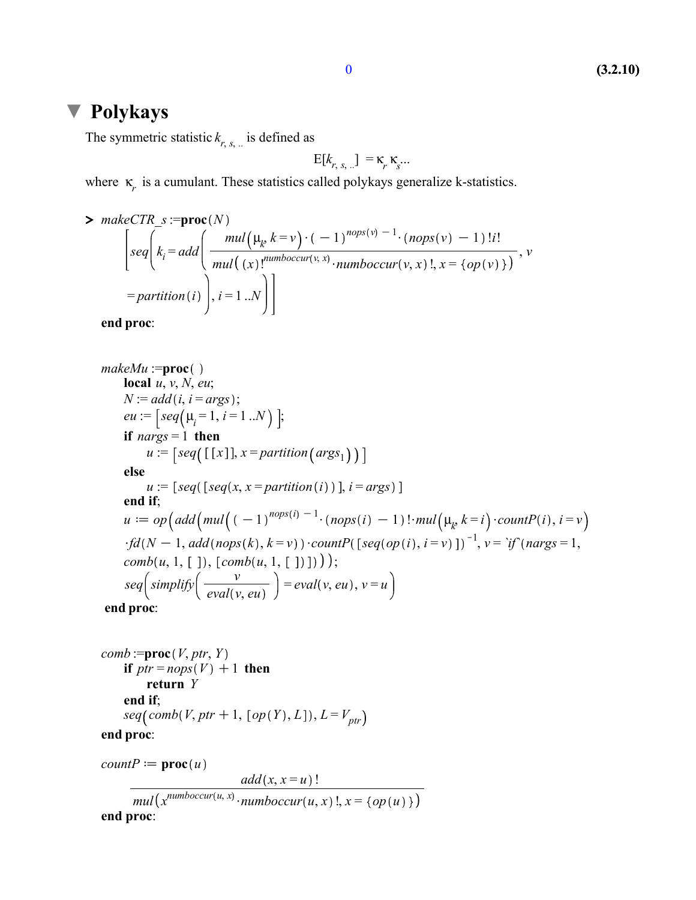$$0 \quad \textbf{(3.2.10)}$$

# Polykays

The symmetric statistic $k_{r,\,s,\,..}$ is defined as

$$\mathrm{E}[k_{r,\,s,\,..}] = \kappa_r\,\kappa_s ...$$

where $\kappa_r$ is a cumulant. These statistics called polykays generalize k-statistics.

```
> makeCTR_s :=proc(N)
    [seq(k[i] = add( mul(mu[k], k = v) · (−1)^(nops(v) − 1) · (nops(v) − 1)! i!
                     / ( mul( (x)!^numboccur(v, x) · numboccur(v, x)!, x = {op(v)}) ), v
        = partition(i) ), i = 1 ..N)]
  end proc:


  makeMu :=proc( )
      local u, v, N, eu;
      N := add(i, i = args);
      eu := [seq(mu[i] = 1, i = 1 ..N) ];
      if nargs = 1 then
          u := [seq( [[x]], x = partition(args[1]) )]
      else
          u := [seq( [seq(x, x = partition(i))], i = args)]
      end if;
      u := op( add( mul( (−1)^(nops(i) − 1) · (nops(i) − 1)! · mul(mu[k], k = i) · countP(i), i = v)
      · fd(N − 1, add(nops(k), k = v)) · countP([seq(op(i), i = v)])^(−1), v = `if`(nargs = 1,
      comb(u, 1, [ ]), [comb(u, 1, [ ])])) );
      seq( simplify( v / eval(v, eu) ) = eval(v, eu), v = u )
   end proc:


  comb :=proc(V, ptr, Y)
      if ptr = nops(V) + 1 then
          return Y
      end if;
      seq( comb(V, ptr + 1, [op(Y), L]), L = V[ptr] )
  end proc:

  countP := proc(u)
        add(x, x = u)! / mul( x^numboccur(u, x) · numboccur(u, x)!, x = {op(u)} )
  end proc:
```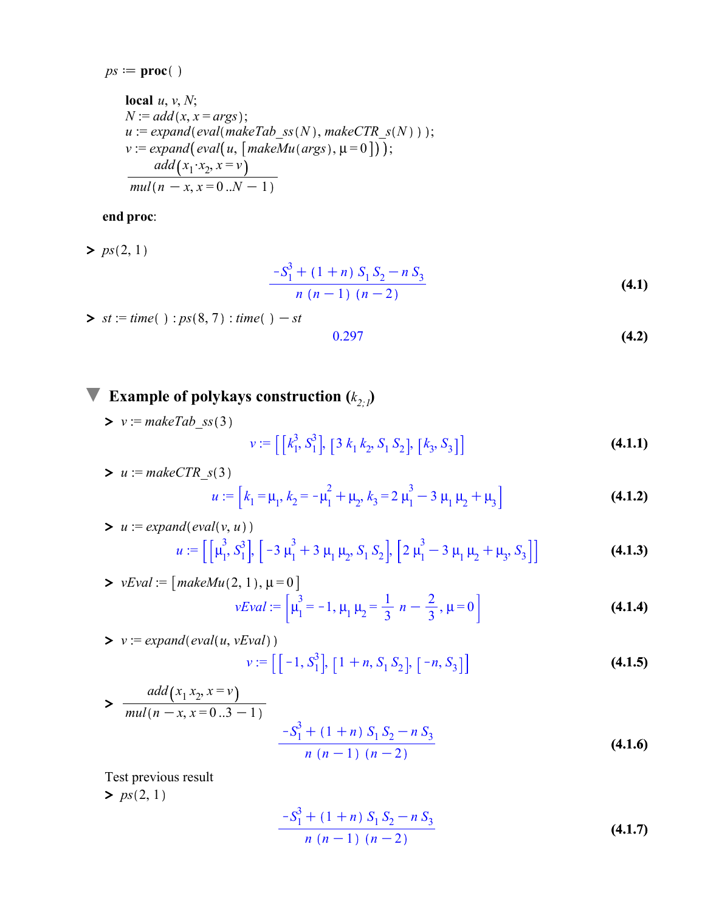```
ps := proc( )

    local u, v, N;
    N := add(x, x = args);
    u := expand(eval(makeTab_ss(N), makeCTR_s(N)));
    v := expand(eval(u, [makeMu(args), μ = 0]));
    add(x[1]·x[2], x = v) / mul(n − x, x = 0..N − 1)

end proc:
```

> ps(2, 1)

$$\frac{-S_1^3 + (1+n)\, S_1\, S_2 - n\, S_3}{n\,(n-1)\,(n-2)} \tag{4.1}$$

> st := time( ) : ps(8, 7) : time( ) − st

$$0.297 \tag{4.2}$$

## Example of polykays construction ($k_{2;1}$)

> v := makeTab_ss(3)

$$v := \left[\left[k_1^3, S_1^3\right], \left[3\, k_1\, k_2, S_1\, S_2\right], \left[k_3, S_3\right]\right] \tag{4.1.1}$$

> u := makeCTR_s(3)

$$u := \left[k_1 = \mu_1, k_2 = -\mu_1^2 + \mu_2, k_3 = 2\,\mu_1^3 - 3\,\mu_1\,\mu_2 + \mu_3\right] \tag{4.1.2}$$

> u := expand(eval(v, u))

$$u := \left[\left[\mu_1^3, S_1^3\right], \left[-3\,\mu_1^3 + 3\,\mu_1\,\mu_2, S_1\, S_2\right], \left[2\,\mu_1^3 - 3\,\mu_1\,\mu_2 + \mu_3, S_3\right]\right] \tag{4.1.3}$$

> vEval := [makeMu(2, 1), μ = 0]

$$vEval := \left[\mu_1^3 = -1, \mu_1\,\mu_2 = \frac{1}{3}\,n - \frac{2}{3}, \mu = 0\right] \tag{4.1.4}$$

> v := expand(eval(u, vEval))

$$v := \left[\left[-1, S_1^3\right], \left[1+n, S_1\, S_2\right], \left[-n, S_3\right]\right] \tag{4.1.5}$$

> $\dfrac{add(x_1\, x_2, x = v)}{mul(n - x, x = 0..3 - 1)}$

$$\frac{-S_1^3 + (1+n)\, S_1\, S_2 - n\, S_3}{n\,(n-1)\,(n-2)} \tag{4.1.6}$$

Test previous result

> ps(2, 1)

$$\frac{-S_1^3 + (1+n)\, S_1\, S_2 - n\, S_3}{n\,(n-1)\,(n-2)} \tag{4.1.7}$$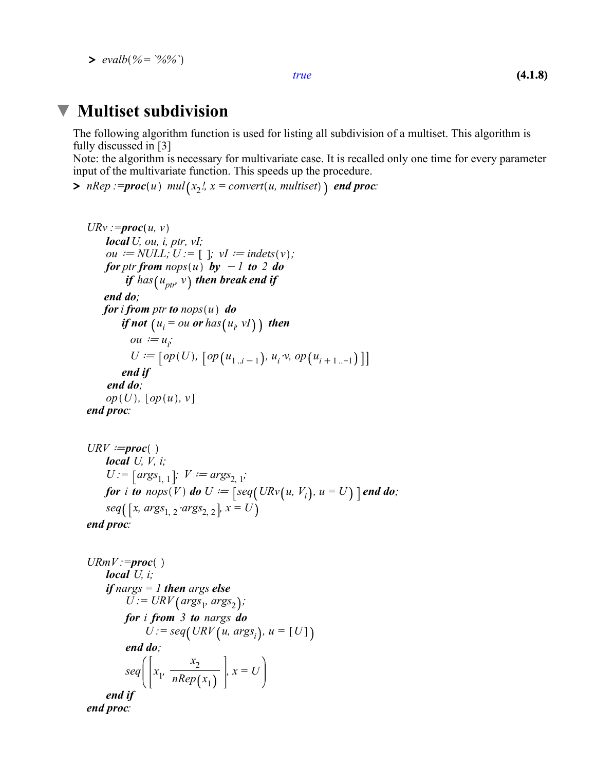```
> evalb(% = `%%`)
```

$$true \qquad \textbf{(4.1.8)}$$

## Multiset subdivision

The following algorithm function is used for listing all subdivision of a multiset. This algorithm is fully discussed in [3]

Note: the algorithm is necessary for multivariate case. It is recalled only one time for every parameter input of the multivariate function. This speeds up the procedure.

```
> nRep := proc(u) mul(x[2]!, x = convert(u, multiset)) end proc:


URv := proc(u, v)
    local U, ou, i, ptr, vI;
    ou := NULL; U := [ ]; vI := indets(v);
    for ptr from nops(u) by -1 to 2 do
        if has(u[ptr], v) then break end if
    end do;
    for i from ptr to nops(u) do
        if not (u[i] = ou or has(u[i], vI)) then
            ou := u[i];
            U := [op(U), [op(u[1..i-1]), u[i]·v, op(u[i+1..-1])]]
        end if
    end do;
    op(U), [op(u), v]
end proc:


URV := proc( )
    local U, V, i;
    U := [args[1, 1]]; V := args[2, 1];
    for i to nops(V) do U := [seq(URv(u, V[i]), u = U)] end do;
    seq([x, args[1, 2]·args[2, 2]], x = U)
end proc:


URmV := proc( )
    local U, i;
    if nargs = 1 then args else
        U := URV(args[1], args[2]);
        for i from 3 to nargs do
            U := seq(URV(u, args[i]), u = [U])
        end do;
        seq([x[1], x[2]/nRep(x[1])], x = U)
    end if
end proc:
```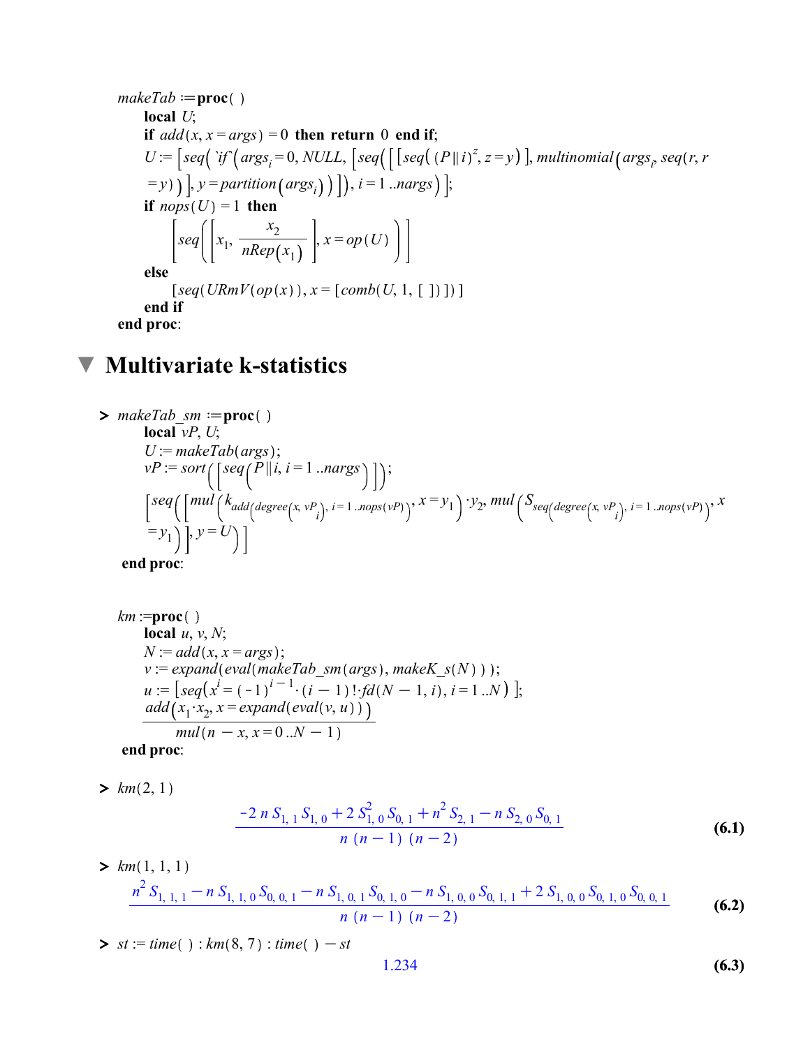```
makeTab := proc( )
    local U;
    if add(x, x = args) = 0 then return 0 end if;
    U := [seq(`if`(args_i = 0, NULL, [seq([[seq((P || i)^z, z = y)], multinomial(args_i, seq(r, r
    = y))], y = partition(args_i))]), i = 1 ..nargs)];
    if nops(U) = 1 then
        [seq([x_1, x_2/nRep(x_1)], x = op(U))]
    else
        [seq(URmV(op(x)), x = [comb(U, 1, [ ])])]
    end if
end proc:
```

# Multivariate k-statistics

```
> makeTab_sm := proc( )
    local vP, U;
    U := makeTab(args);
    vP := sort([seq(P || i, i = 1 ..nargs)]);
    [seq([mul(k_{add(degree(x, vP_i), i = 1 ..nops(vP))}, x = y_1)·y_2, mul(S_{seq(degree(x, vP_i), i = 1 ..nops(vP))}, x
    = y_1)], y = U)]
  end proc:
```

```
km := proc( )
    local u, v, N;
    N := add(x, x = args);
    v := expand(eval(makeTab_sm(args), makeK_s(N)));
    u := [seq(x^i = (-1)^(i-1)·(i - 1)!·fd(N - 1, i), i = 1 ..N)];
    add(x_1·x_2, x = expand(eval(v, u))) / mul(n - x, x = 0 ..N - 1)
  end proc:
```

```
> km(2, 1)
```

$$\frac{-2\, n\, S_{1,\,1}\, S_{1,\,0} + 2\, S_{1,\,0}^2\, S_{0,\,1} + n^2\, S_{2,\,1} - n\, S_{2,\,0}\, S_{0,\,1}}{n\,(n-1)\,(n-2)} \tag{6.1}$$

```
> km(1, 1, 1)
```

$$\frac{n^2\, S_{1,\,1,\,1} - n\, S_{1,\,1,\,0}\, S_{0,\,0,\,1} - n\, S_{1,\,0,\,1}\, S_{0,\,1,\,0} - n\, S_{1,\,0,\,0}\, S_{0,\,1,\,1} + 2\, S_{1,\,0,\,0}\, S_{0,\,1,\,0}\, S_{0,\,0,\,1}}{n\,(n-1)\,(n-2)} \tag{6.2}$$

```
> st := time( ) : km(8, 7) : time( ) - st
```

$$1.234 \tag{6.3}$$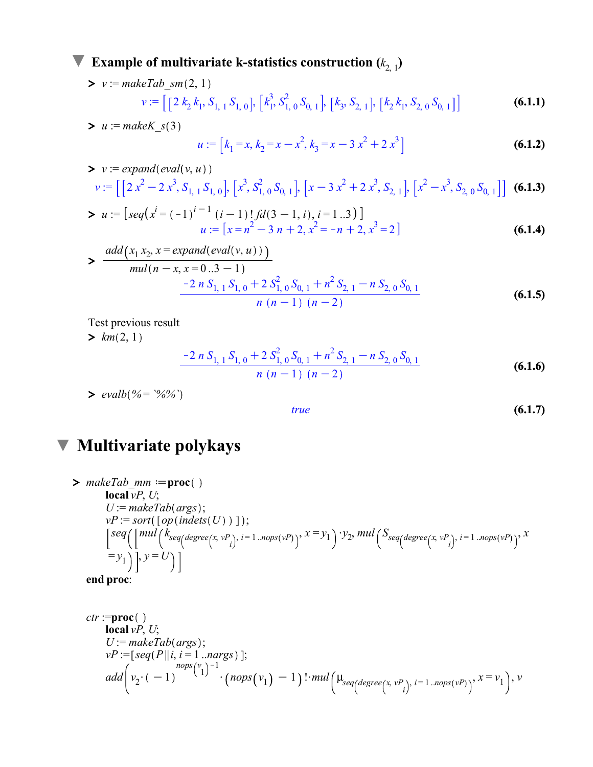### Example of multivariate k-statistics construction ($k_{2,1}$)

> $v := makeTab\_sm(2,1)$

$$v := \left[ \left[2\, k_2\, k_1,\, S_{1,1}\, S_{1,0}\right],\, \left[k_1^3,\, S_{1,0}^2\, S_{0,1}\right],\, \left[k_3,\, S_{2,1}\right],\, \left[k_2\, k_1,\, S_{2,0}\, S_{0,1}\right] \right] \tag{6.1.1}$$

> $u := makeK\_s(3)$

$$u := \left[k_1 = x,\, k_2 = x - x^2,\, k_3 = x - 3\, x^2 + 2\, x^3\right] \tag{6.1.2}$$

> $v := expand(eval(v, u))$

$$v := \left[ \left[2\, x^2 - 2\, x^3,\, S_{1,1}\, S_{1,0}\right],\, \left[x^3,\, S_{1,0}^2\, S_{0,1}\right],\, \left[x - 3\, x^2 + 2\, x^3,\, S_{2,1}\right],\, \left[x^2 - x^3,\, S_{2,0}\, S_{0,1}\right] \right] \tag{6.1.3}$$

> $u := \left[seq\left(x^i = (-1)^{i-1}\,(i-1)!\, fd(3-1, i),\, i = 1..3\right)\right]$

$$u := \left[x = n^2 - 3\, n + 2,\, x^2 = -n + 2,\, x^3 = 2\right] \tag{6.1.4}$$

> $\dfrac{add\left(x_1\, x_2,\, x = expand(eval(v, u))\right)}{mul(n - x,\, x = 0..3-1)}$

$$\frac{-2\, n\, S_{1,1}\, S_{1,0} + 2\, S_{1,0}^2\, S_{0,1} + n^2\, S_{2,1} - n\, S_{2,0}\, S_{0,1}}{n\,(n-1)\,(n-2)} \tag{6.1.5}$$

Test previous result

> $km(2,1)$

$$\frac{-2\, n\, S_{1,1}\, S_{1,0} + 2\, S_{1,0}^2\, S_{0,1} + n^2\, S_{2,1} - n\, S_{2,0}\, S_{0,1}}{n\,(n-1)\,(n-2)} \tag{6.1.6}$$

> $evalb(\% = `\%\%`)$

$$true \tag{6.1.7}$$

## Multivariate polykays

```
> makeTab_mm := proc( )
     local vP, U;
     U := makeTab(args);
     vP := sort( [op(indets(U) ) ] );
     [seq( [mul( k_seq(degree(x, vP[i]), i = 1..nops(vP)), x = y[1] ) · y[2], mul( S_seq(degree(x, vP[i]), i = 1..nops(vP)), x
     = y[1] ) ], y = U) ]
  end proc:


  ctr := proc( )
     local vP, U;
     U := makeTab(args);
     vP := [seq(P||i, i = 1..nargs) ];
     add( v[2] · (-1)^(nops(v[1]) - 1) · (nops(v[1]) - 1)! · mul( μ_seq(degree(x, vP[i]), i = 1..nops(vP)), x = v[1] ), v
```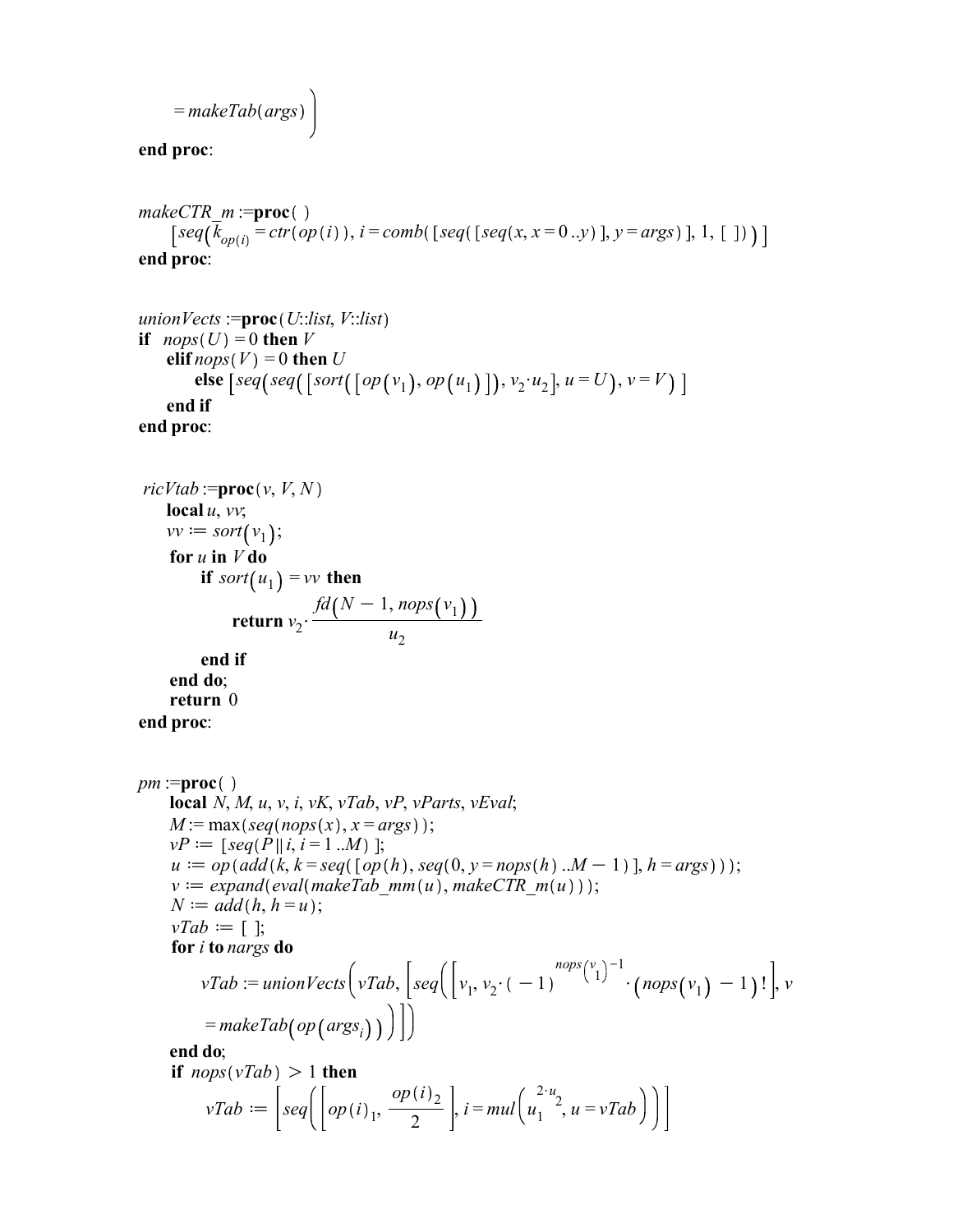```
        = makeTab(args) )
end proc:


makeCTR_m :=proc( )
    [seq(k_op(i) = ctr(op(i)), i = comb([seq([seq(x, x = 0 ..y)], y = args)], 1, [ ]))]
end proc:


unionVects :=proc(U::list, V::list)
if  nops(U) = 0 then V
    elif nops(V) = 0 then U
        else [seq(seq([sort([op(v_1), op(u_1)]), v_2·u_2], u = U), v = V)]
    end if
end proc:


ricVtab :=proc(v, V, N)
    local u, vv;
    vv := sort(v_1);
    for u in V do
        if sort(u_1) = vv then
            return v_2 · fd(N − 1, nops(v_1)) / u_2
        end if
    end do;
    return 0
end proc:


pm :=proc( )
    local N, M, u, v, i, vK, vTab, vP, vParts, vEval;
    M := max(seq(nops(x), x = args));
    vP := [seq(P || i, i = 1 ..M)];
    u := op(add(k, k = seq([op(h), seq(0, y = nops(h) ..M − 1)], h = args)));
    v := expand(eval(makeTab_mm(u), makeCTR_m(u)));
    N := add(h, h = u);
    vTab := [ ];
    for i to nargs do
        vTab := unionVects(vTab, [seq([v_1, v_2·(−1)^(nops(v_1)−1)·(nops(v_1) − 1)!], v
         = makeTab(op(args_i)))])
    end do;
    if nops(vTab) > 1 then
        vTab := [seq([op(i)_1, op(i)_2 / 2], i = mul(u_1^(2·u_2), u = vTab))]
```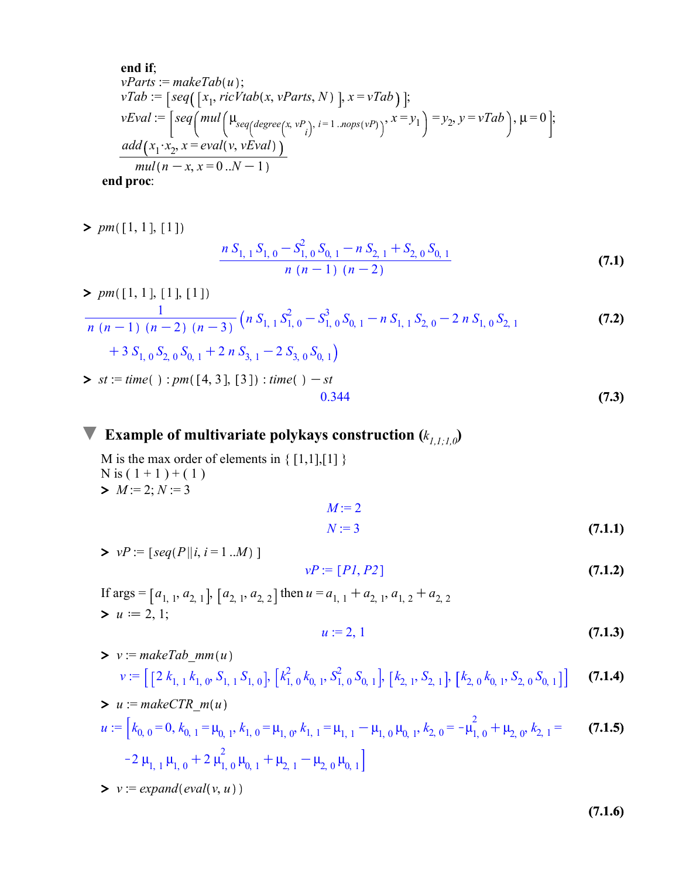```
    end if;
    vParts := makeTab(u);
    vTab := [seq([x[1], ricVtab(x, vParts, N)], x = vTab)];
    vEval := [seq(mul(μ[seq(degree(x, vP[i]), i = 1..nops(vP))], x = y[1]) = y[2], y = vTab), μ = 0];
    add(x[1]·x[2], x = eval(v, vEval)) / mul(n - x, x = 0..N - 1)
end proc:
```

`> pm([1, 1], [1])`

$$\frac{n\, S_{1,1}\, S_{1,0} - S_{1,0}^2\, S_{0,1} - n\, S_{2,1} + S_{2,0}\, S_{0,1}}{n\,(n-1)\,(n-2)} \tag{7.1}$$

`> pm([1, 1], [1], [1])`

$$\frac{1}{n\,(n-1)\,(n-2)\,(n-3)}\Big(n\, S_{1,1}\, S_{1,0}^2 - S_{1,0}^3\, S_{0,1} - n\, S_{1,1}\, S_{2,0} - 2\, n\, S_{1,0}\, S_{2,1} + 3\, S_{1,0}\, S_{2,0}\, S_{0,1} + 2\, n\, S_{3,1} - 2\, S_{3,0}\, S_{0,1}\Big) \tag{7.2}$$

`> st := time() : pm([4, 3], [3]) : time() - st`

$$0.344 \tag{7.3}$$

## Example of multivariate polykays construction ($k_{1,1;1,0}$)

M is the max order of elements in { [1,1],[1] }
N is ( 1 + 1 ) + ( 1 )

`> M := 2; N := 3`

$$M := 2$$
$$N := 3 \tag{7.1.1}$$

`> vP := [seq(P||i, i = 1..M)]`

$$vP := [P1, P2] \tag{7.1.2}$$

If args = $[a_{1,1}, a_{2,1}]$, $[a_{2,1}, a_{2,2}]$ then $u = a_{1,1} + a_{2,1}, a_{1,2} + a_{2,2}$

`> u := 2, 1;`

$$u := 2, 1 \tag{7.1.3}$$

`> v := makeTab_mm(u)`

$$v := \left[\left[2\, k_{1,1}\, k_{1,0},\, S_{1,1}\, S_{1,0}\right],\, \left[k_{1,0}^2\, k_{0,1},\, S_{1,0}^2\, S_{0,1}\right],\, \left[k_{2,1},\, S_{2,1}\right],\, \left[k_{2,0}\, k_{0,1},\, S_{2,0}\, S_{0,1}\right]\right] \tag{7.1.4}$$

`> u := makeCTR_m(u)`

$$u := \left[k_{0,0} = 0,\, k_{0,1} = \mu_{0,1},\, k_{1,0} = \mu_{1,0},\, k_{1,1} = \mu_{1,1} - \mu_{1,0}\,\mu_{0,1},\, k_{2,0} = -\mu_{1,0}^2 + \mu_{2,0},\, k_{2,1} = -2\,\mu_{1,1}\,\mu_{1,0} + 2\,\mu_{1,0}^2\,\mu_{0,1} + \mu_{2,1} - \mu_{2,0}\,\mu_{0,1}\right] \tag{7.1.5}$$

`> v := expand(eval(v, u))`

$$\tag{7.1.6}$$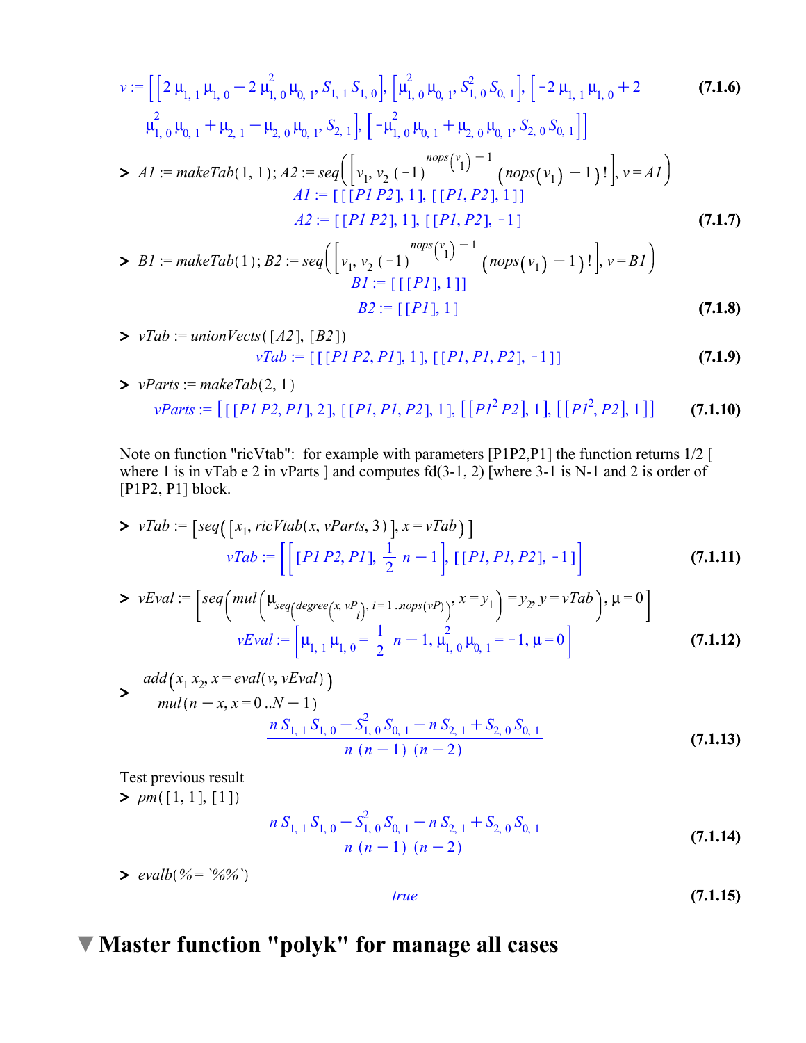$$v := \left[\left[2\,\mu_{1,1}\,\mu_{1,0} - 2\,\mu_{1,0}^{2}\,\mu_{0,1},\, S_{1,1}\,S_{1,0}\right], \left[\mu_{1,0}^{2}\,\mu_{0,1},\, S_{1,0}^{2}\,S_{0,1}\right], \left[-2\,\mu_{1,1}\,\mu_{1,0} + 2\,\mu_{1,0}^{2}\,\mu_{0,1} + \mu_{2,1} - \mu_{2,0}\,\mu_{0,1},\, S_{2,1}\right], \left[-\mu_{1,0}^{2}\,\mu_{0,1} + \mu_{2,0}\,\mu_{0,1},\, S_{2,0}\,S_{0,1}\right]\right] \quad (7.1.6)$$

```
> A1 := makeTab(1, 1); A2 := seq([v[1], v[2] (-1)^(nops(v[1]) - 1) (nops(v[1]) - 1)!], v = A1)
```

$$A1 := [[[P1\ P2], 1], [[P1, P2], 1]]$$

$$A2 := [[P1\ P2], 1], [[P1, P2], -1] \quad (7.1.7)$$

```
> B1 := makeTab(1); B2 := seq([v[1], v[2] (-1)^(nops(v[1]) - 1) (nops(v[1]) - 1)!], v = B1)
```

$$B1 := [[[P1], 1]]$$

$$B2 := [[P1], 1] \quad (7.1.8)$$

```
> vTab := unionVects([A2], [B2])
```

$$vTab := [[[P1\ P2, P1], 1], [[P1, P1, P2], -1]] \quad (7.1.9)$$

```
> vParts := makeTab(2, 1)
```

$$vParts := [[[P1\ P2, P1], 2], [[P1, P1, P2], 1], [[P1^{2}\ P2], 1], [[P1^{2}, P2], 1]] \quad (7.1.10)$$

Note on function "ricVtab": for example with parameters [P1P2,P1] the function returns 1/2 [ where 1 is in vTab e 2 in vParts ] and computes fd(3-1, 2) [where 3-1 is N-1 and 2 is order of [P1P2, P1] block.

```
> vTab := [seq([x[1], ricVtab(x, vParts, 3)], x = vTab)]
```

$$vTab := \left[\left[[P1\ P2, P1], \frac{1}{2}\, n - 1\right], [[P1, P1, P2], -1]\right] \quad (7.1.11)$$

```
> vEval := [seq(mul(μ[seq(degree(x, vP[i]), i = 1 .. nops(vP))], x = y[1]) = y[2], y = vTab), μ = 0]
```

$$vEval := \left[\mu_{1,1}\,\mu_{1,0} = \frac{1}{2}\, n - 1,\ \mu_{1,0}^{2}\,\mu_{0,1} = -1,\ \mu = 0\right] \quad (7.1.12)$$

```
> add(x[1] x[2], x = eval(v, vEval)) / mul(n - x, x = 0 .. N - 1)
```

$$\frac{n\,S_{1,1}\,S_{1,0} - S_{1,0}^{2}\,S_{0,1} - n\,S_{2,1} + S_{2,0}\,S_{0,1}}{n\,(n-1)\,(n-2)} \quad (7.1.13)$$

Test previous result

```
> pm([1, 1], [1])
```

$$\frac{n\,S_{1,1}\,S_{1,0} - S_{1,0}^{2}\,S_{0,1} - n\,S_{2,1} + S_{2,0}\,S_{0,1}}{n\,(n-1)\,(n-2)} \quad (7.1.14)$$

```
> evalb(% = `%%`)
```

$$true \quad (7.1.15)$$

# Master function "polyk" for manage all cases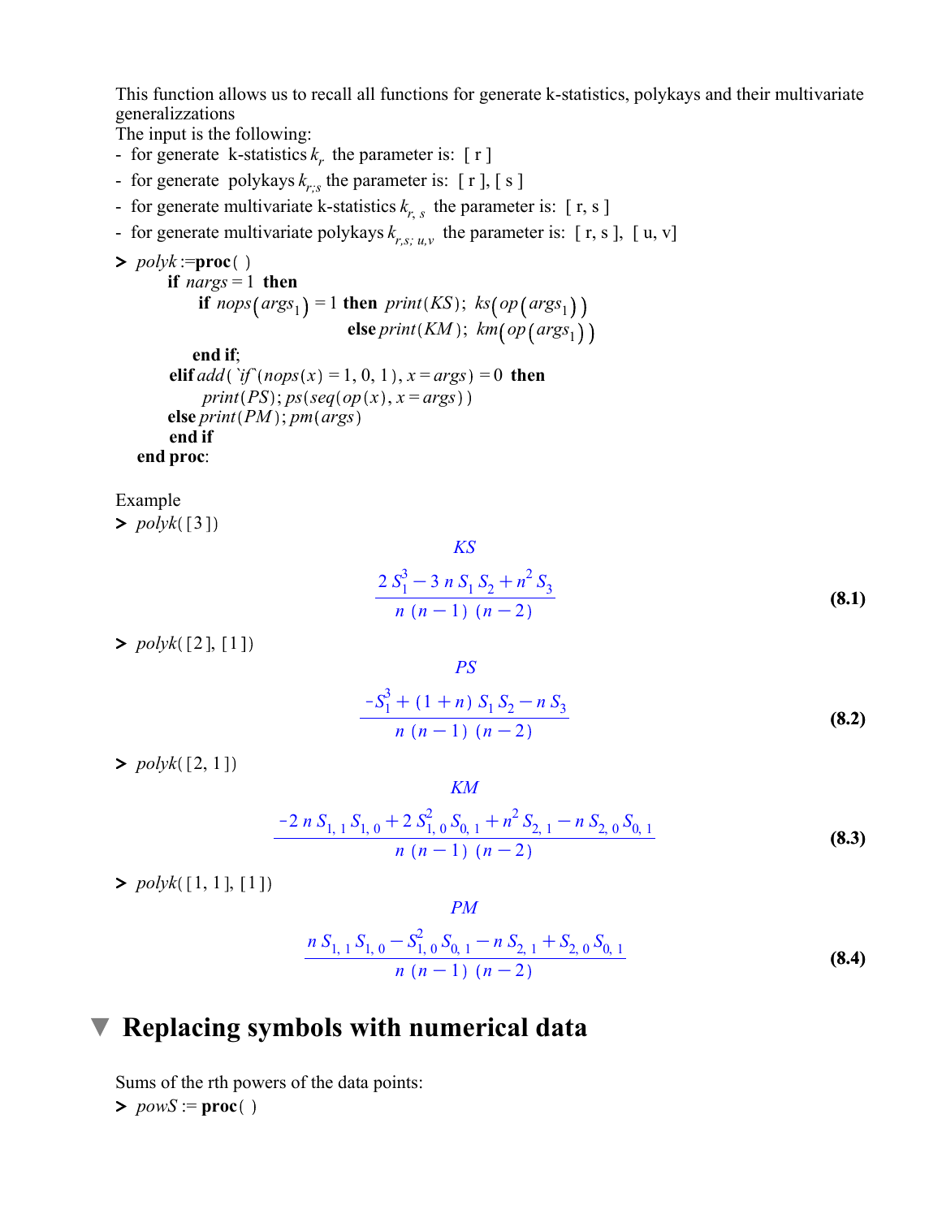This function allows us to recall all functions for generate k-statistics, polykays and their multivariate generalizzations

The input is the following:

- for generate k-statistics $k_r$ the parameter is: [ r ]
- for generate polykays $k_{r;s}$ the parameter is: [ r ], [ s ]
- for generate multivariate k-statistics $k_{r,\,s}$ the parameter is: [ r, s ]
- for generate multivariate polykays $k_{r,s;\,u,v}$ the parameter is: [ r, s ], [ u, v]

```
> polyk:=proc( )
      if nargs = 1 then
          if nops(args[1]) = 1 then print(KS); ks(op(args[1]))
                                else print(KM); km(op(args[1]))
       end if;
      elif add(`if`(nops(x) = 1, 0, 1), x = args) = 0 then
          print(PS); ps(seq(op(x), x = args))
      else print(PM); pm(args)
       end if
  end proc:
```

Example

```
> polyk([3])
```

$$KS$$

$$\frac{2\,S_1^3 - 3\,n\,S_1\,S_2 + n^2\,S_3}{n\,(n-1)\,(n-2)} \tag{8.1}$$

```
> polyk([2], [1])
```

$$PS$$

$$\frac{-S_1^3 + (1+n)\,S_1\,S_2 - n\,S_3}{n\,(n-1)\,(n-2)} \tag{8.2}$$

```
> polyk([2, 1])
```

$$KM$$

$$\frac{-2\,n\,S_{1,\,1}\,S_{1,\,0} + 2\,S_{1,\,0}^2\,S_{0,\,1} + n^2\,S_{2,\,1} - n\,S_{2,\,0}\,S_{0,\,1}}{n\,(n-1)\,(n-2)} \tag{8.3}$$

```
> polyk([1, 1], [1])
```

$$PM$$

$$\frac{n\,S_{1,\,1}\,S_{1,\,0} - S_{1,\,0}^2\,S_{0,\,1} - n\,S_{2,\,1} + S_{2,\,0}\,S_{0,\,1}}{n\,(n-1)\,(n-2)} \tag{8.4}$$

## Replacing symbols with numerical data

Sums of the rth powers of the data points:

```
> powS := proc( )
```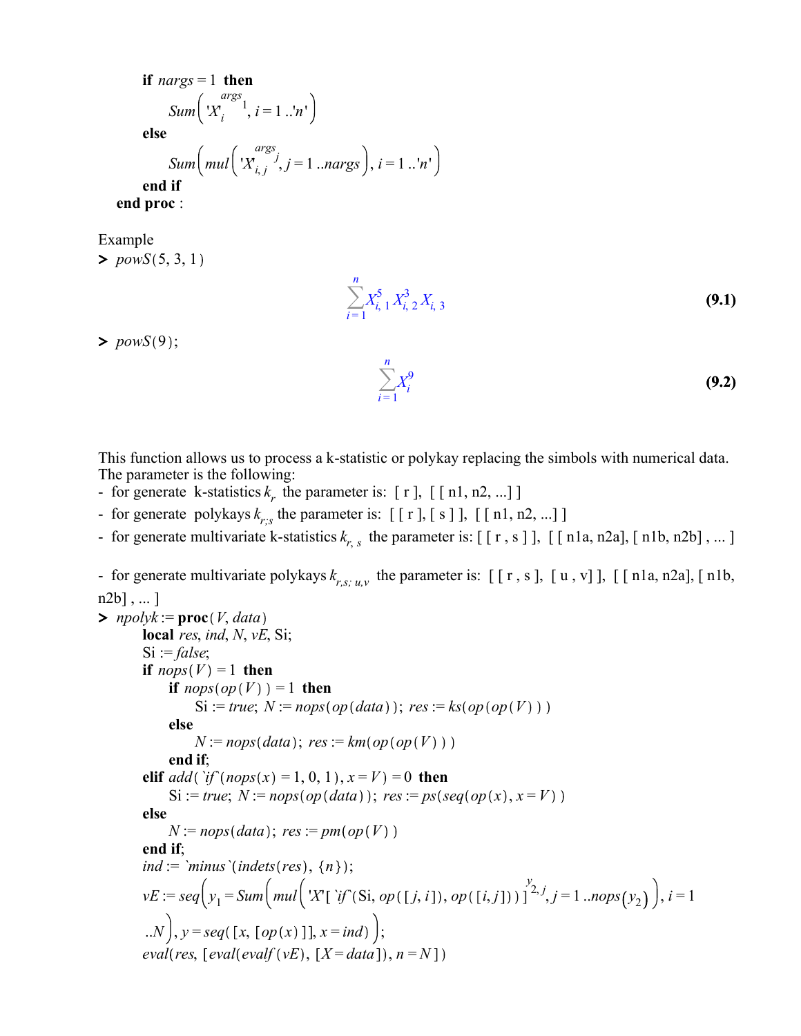```
      if nargs = 1 then
          Sum('X'[i]^args[1], i = 1..'n')
      else
          Sum(mul('X'[i, j]^args[j], j = 1..nargs), i = 1..'n')
      end if
  end proc:
```

Example

```
> powS(5, 3, 1)
```

$$\sum_{i=1}^{n} X_{i,1}^{5} X_{i,2}^{3} X_{i,3} \tag{9.1}$$

```
> powS(9);
```

$$\sum_{i=1}^{n} X_{i}^{9} \tag{9.2}$$

This function allows us to process a k-statistic or polykay replacing the simbols with numerical data. The parameter is the following:

- for generate k-statistics $k_r$ the parameter is: [ r ], [ [ n1, n2, ...] ]
- for generate polykays $k_{r;s}$ the parameter is: [ [ r ], [ s ] ], [ [ n1, n2, ...] ]
- for generate multivariate k-statistics $k_{r,\,s}$ the parameter is: [ [ r , s ] ], [ [ n1a, n2a], [ n1b, n2b] , ... ]
- for generate multivariate polykays $k_{r,s;\,u,v}$ the parameter is: [ [ r , s ], [ u , v] ], [ [ n1a, n2a], [ n1b, n2b] , ... ]

```
> npolyk := proc(V, data)
      local res, ind, N, vE, Si;
      Si := false;
      if nops(V) = 1 then
          if nops(op(V)) = 1 then
              Si := true; N := nops(op(data)); res := ks(op(op(V)))
          else
              N := nops(data); res := km(op(op(V)))
          end if;
      elif add(`if`(nops(x) = 1, 0, 1), x = V) = 0 then
          Si := true; N := nops(op(data)); res := ps(seq(op(x), x = V))
      else
          N := nops(data); res := pm(op(V))
      end if;
      ind := `minus`(indets(res), {n});
      vE := seq(y[1] = Sum(mul('X'[`if`(Si, op([j, i]), op([i, j]))]^y[2, j], j = 1..nops(y[2])), i = 1
      ..N), y = seq([x, [op(x)]], x = ind));
      eval(res, [eval(evalf(vE), [X = data]), n = N])
```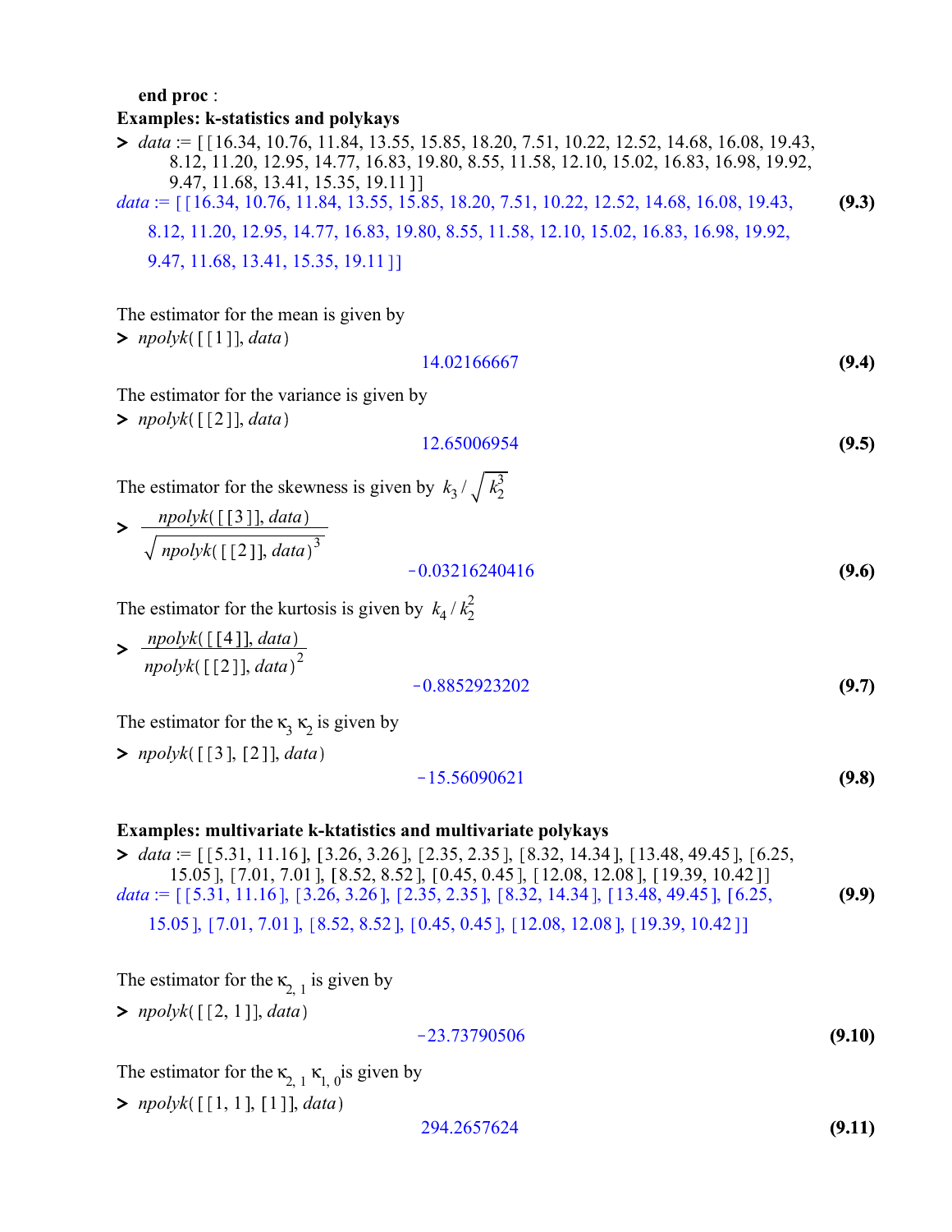**end proc** :

**Examples: k-statistics and polykays**

```
> data := [[16.34, 10.76, 11.84, 13.55, 15.85, 18.20, 7.51, 10.22, 12.52, 14.68, 16.08, 19.43,
    8.12, 11.20, 12.95, 14.77, 16.83, 19.80, 8.55, 11.58, 12.10, 15.02, 16.83, 16.98, 19.92,
    9.47, 11.68, 13.41, 15.35, 19.11]]
```

data := [[16.34, 10.76, 11.84, 13.55, 15.85, 18.20, 7.51, 10.22, 12.52, 14.68, 16.08, 19.43, 8.12, 11.20, 12.95, 14.77, 16.83, 19.80, 8.55, 11.58, 12.10, 15.02, 16.83, 16.98, 19.92, 9.47, 11.68, 13.41, 15.35, 19.11]] **(9.3)**

The estimator for the mean is given by

```
> npolyk([[1]], data)
```

14.02166667 **(9.4)**

The estimator for the variance is given by

```
> npolyk([[2]], data)
```

12.65006954 **(9.5)**

The estimator for the skewness is given by $k_3 / \sqrt{k_2^3}$

$$> \frac{npolyk([[3]], data)}{\sqrt{npolyk([[2]], data)^3}}$$

-0.03216240416 **(9.6)**

The estimator for the kurtosis is given by $k_4 / k_2^2$

$$> \frac{npolyk([[4]], data)}{npolyk([[2]], data)^2}$$

-0.8852923202 **(9.7)**

The estimator for the $\kappa_3 \kappa_2$ is given by

```
> npolyk([[3], [2]], data)
```

-15.56090621 **(9.8)**

**Examples: multivariate k-ktatistics and multivariate polykays**

```
> data := [[5.31, 11.16], [3.26, 3.26], [2.35, 2.35], [8.32, 14.34], [13.48, 49.45], [6.25,
    15.05], [7.01, 7.01], [8.52, 8.52], [0.45, 0.45], [12.08, 12.08], [19.39, 10.42]]
```

data := [[5.31, 11.16], [3.26, 3.26], [2.35, 2.35], [8.32, 14.34], [13.48, 49.45], [6.25, 15.05], [7.01, 7.01], [8.52, 8.52], [0.45, 0.45], [12.08, 12.08], [19.39, 10.42]] **(9.9)**

The estimator for the $\kappa_{2,\,1}$ is given by

```
> npolyk([[2, 1]], data)
```

-23.73790506 **(9.10)**

The estimator for the $\kappa_{2,\,1}\,\kappa_{1,\,0}$ is given by

```
> npolyk([[1, 1], [1]], data)
```

294.2657624 **(9.11)**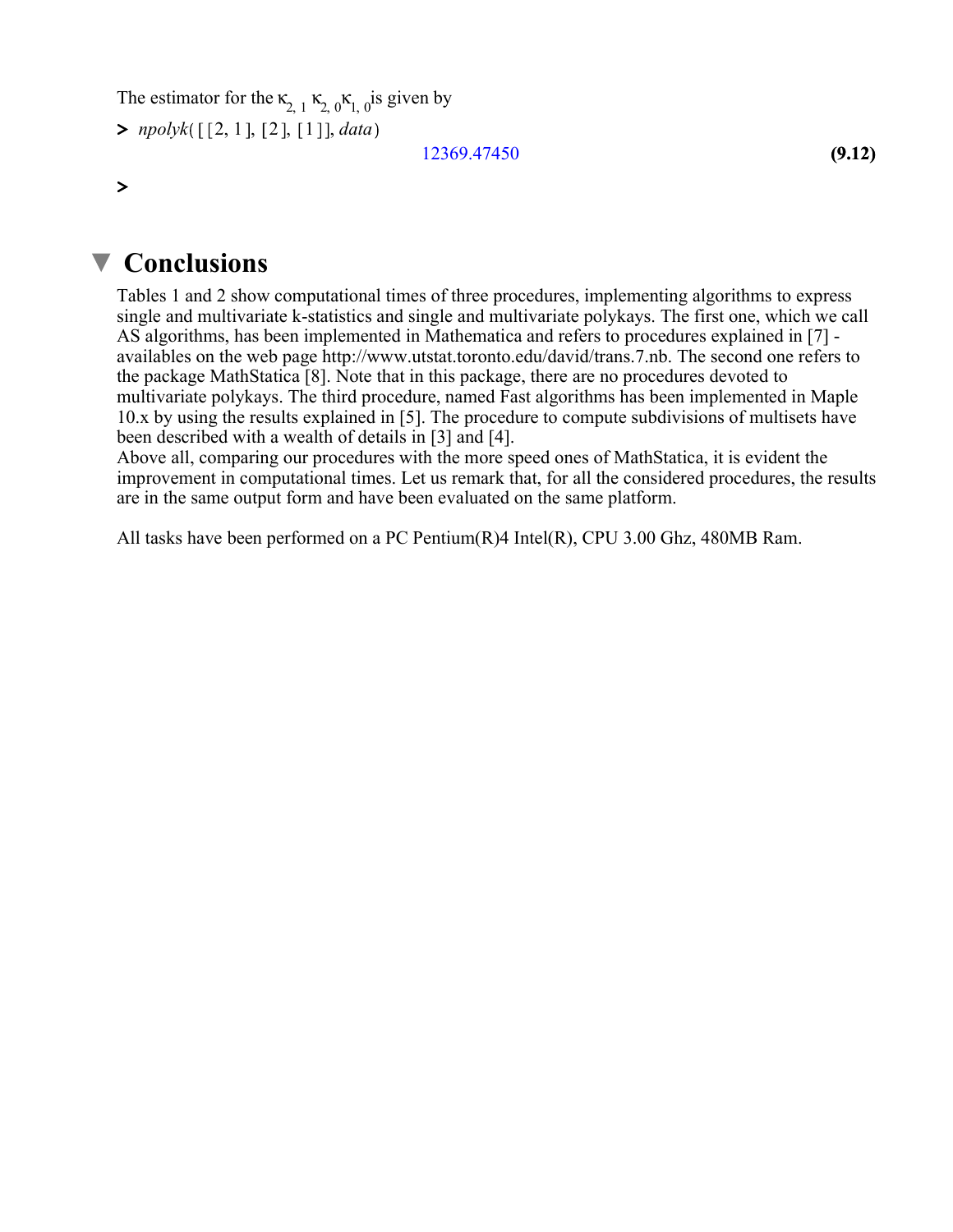The estimator for the $\kappa_{2,\,1}\,\kappa_{2,\,0}\kappa_{1,\,0}$is given by

```
> npolyk([[2, 1], [2], [1]], data)
```

$$12369.47450 \tag{9.12}$$

```
>
```

## Conclusions

Tables 1 and 2 show computational times of three procedures, implementing algorithms to express single and multivariate k-statistics and single and multivariate polykays. The first one, which we call AS algorithms, has been implemented in Mathematica and refers to procedures explained in [7] - availables on the web page http://www.utstat.toronto.edu/david/trans.7.nb. The second one refers to the package MathStatica [8]. Note that in this package, there are no procedures devoted to multivariate polykays. The third procedure, named Fast algorithms has been implemented in Maple 10.x by using the results explained in [5]. The procedure to compute subdivisions of multisets have been described with a wealth of details in [3] and [4].
Above all, comparing our procedures with the more speed ones of MathStatica, it is evident the improvement in computational times. Let us remark that, for all the considered procedures, the results are in the same output form and have been evaluated on the same platform.

All tasks have been performed on a PC Pentium(R)4 Intel(R), CPU 3.00 Ghz, 480MB Ram.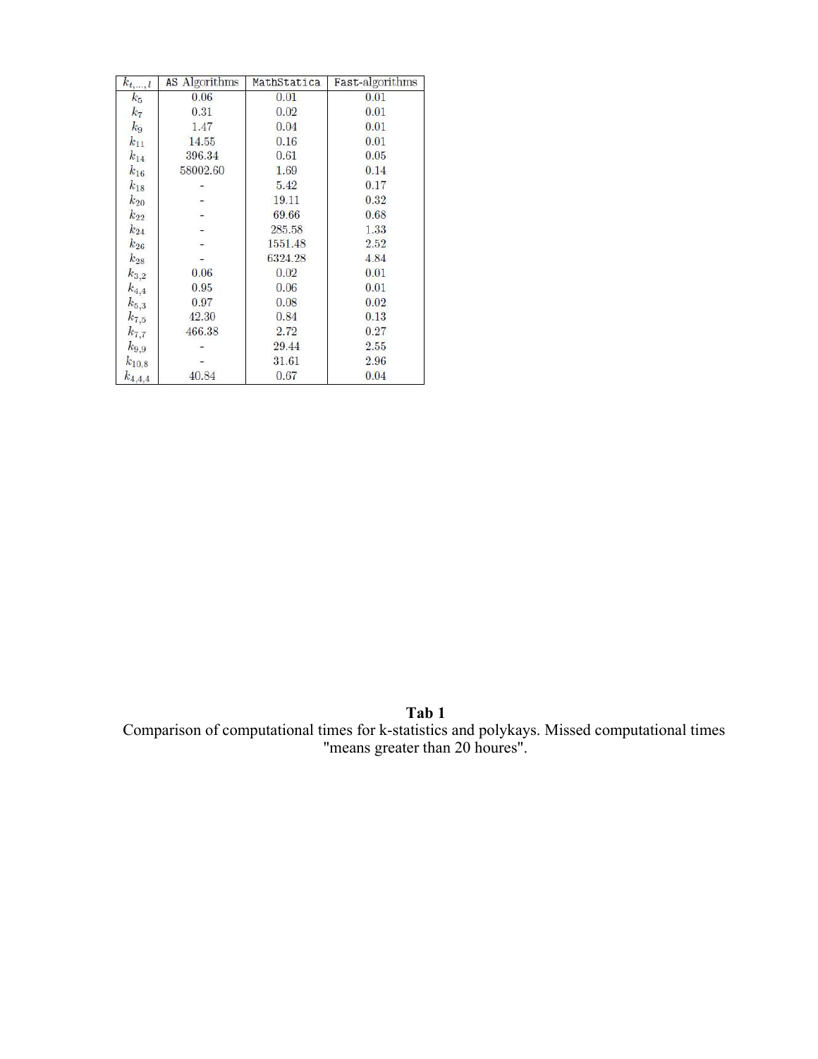| $k_{t,\ldots,l}$ | AS Algorithms | MathStatica | Fast-algorithms |
|---|---|---|---|
| $k_5$ | 0.06 | 0.01 | 0.01 |
| $k_7$ | 0.31 | 0.02 | 0.01 |
| $k_9$ | 1.47 | 0.04 | 0.01 |
| $k_{11}$ | 14.55 | 0.16 | 0.01 |
| $k_{14}$ | 396.34 | 0.61 | 0.05 |
| $k_{16}$ | 58002.60 | 1.69 | 0.14 |
| $k_{18}$ | - | 5.42 | 0.17 |
| $k_{20}$ | - | 19.11 | 0.32 |
| $k_{22}$ | - | 69.66 | 0.68 |
| $k_{24}$ | - | 285.58 | 1.33 |
| $k_{26}$ | - | 1551.48 | 2.52 |
| $k_{28}$ | - | 6324.28 | 4.84 |
| $k_{3,2}$ | 0.06 | 0.02 | 0.01 |
| $k_{4,4}$ | 0.95 | 0.06 | 0.01 |
| $k_{5,3}$ | 0.97 | 0.08 | 0.02 |
| $k_{7,5}$ | 42.30 | 0.84 | 0.13 |
| $k_{7,7}$ | 466.38 | 2.72 | 0.27 |
| $k_{9,9}$ | - | 29.44 | 2.55 |
| $k_{10,8}$ | - | 31.61 | 2.96 |
| $k_{4,4,4}$ | 40.84 | 0.67 | 0.04 |

**Tab 1**

Comparison of computational times for k-statistics and polykays. Missed computational times "means greater than 20 houres".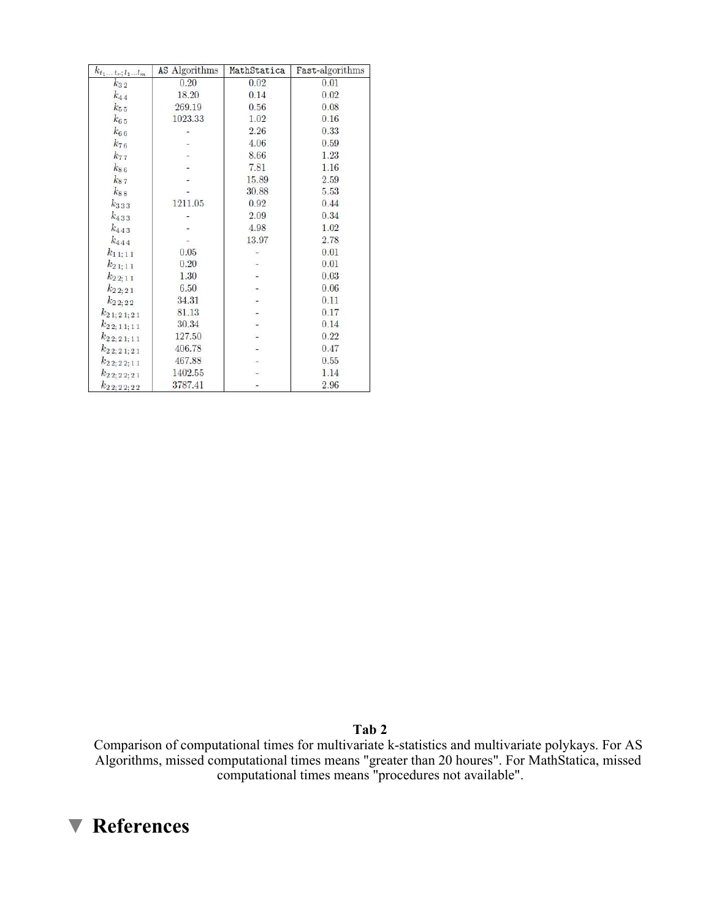| $k_{t_1 \ldots t_r; l_1 \ldots l_m}$ | AS Algorithms | MathStatica | Fast-algorithms |
|---|---|---|---|
| $k_{3\,2}$ | 0.20 | 0.02 | 0.01 |
| $k_{4\,4}$ | 18.20 | 0.14 | 0.02 |
| $k_{5\,5}$ | 269.19 | 0.56 | 0.08 |
| $k_{6\,5}$ | 1023.33 | 1.02 | 0.16 |
| $k_{6\,6}$ | - | 2.26 | 0.33 |
| $k_{7\,6}$ | - | 4.06 | 0.59 |
| $k_{7\,7}$ | - | 8.66 | 1.23 |
| $k_{8\,6}$ | - | 7.81 | 1.16 |
| $k_{8\,7}$ | - | 15.89 | 2.59 |
| $k_{8\,8}$ | - | 30.88 | 5.53 |
| $k_{3\,3\,3}$ | 1211.05 | 0.92 | 0.44 |
| $k_{4\,3\,3}$ | - | 2.09 | 0.34 |
| $k_{4\,4\,3}$ | - | 4.98 | 1.02 |
| $k_{4\,4\,4}$ | - | 13.97 | 2.78 |
| $k_{1\,1;\,1\,1}$ | 0.05 | - | 0.01 |
| $k_{2\,1;\,1\,1}$ | 0.20 | - | 0.01 |
| $k_{2\,2;\,1\,1}$ | 1.30 | - | 0.03 |
| $k_{2\,2;\,2\,1}$ | 6.50 | - | 0.06 |
| $k_{2\,2;\,2\,2}$ | 34.31 | - | 0.11 |
| $k_{2\,1;\,2\,1;\,2\,1}$ | 81.13 | - | 0.17 |
| $k_{2\,2;\,1\,1;\,1\,1}$ | 30.34 | - | 0.14 |
| $k_{2\,2;\,2\,1;\,1\,1}$ | 127.50 | - | 0.22 |
| $k_{2\,2;\,2\,1;\,2\,1}$ | 406.78 | - | 0.47 |
| $k_{2\,2;\,2\,2;\,1\,1}$ | 467.88 | - | 0.55 |
| $k_{2\,2;\,2\,2;\,2\,1}$ | 1402.55 | - | 1.14 |
| $k_{2\,2;\,2\,2;\,2\,2}$ | 3787.41 | - | 2.96 |

**Tab 2**

Comparison of computational times for multivariate k-statistics and multivariate polykays. For AS Algorithms, missed computational times means "greater than 20 houres". For MathStatica, missed computational times means "procedures not available".

# References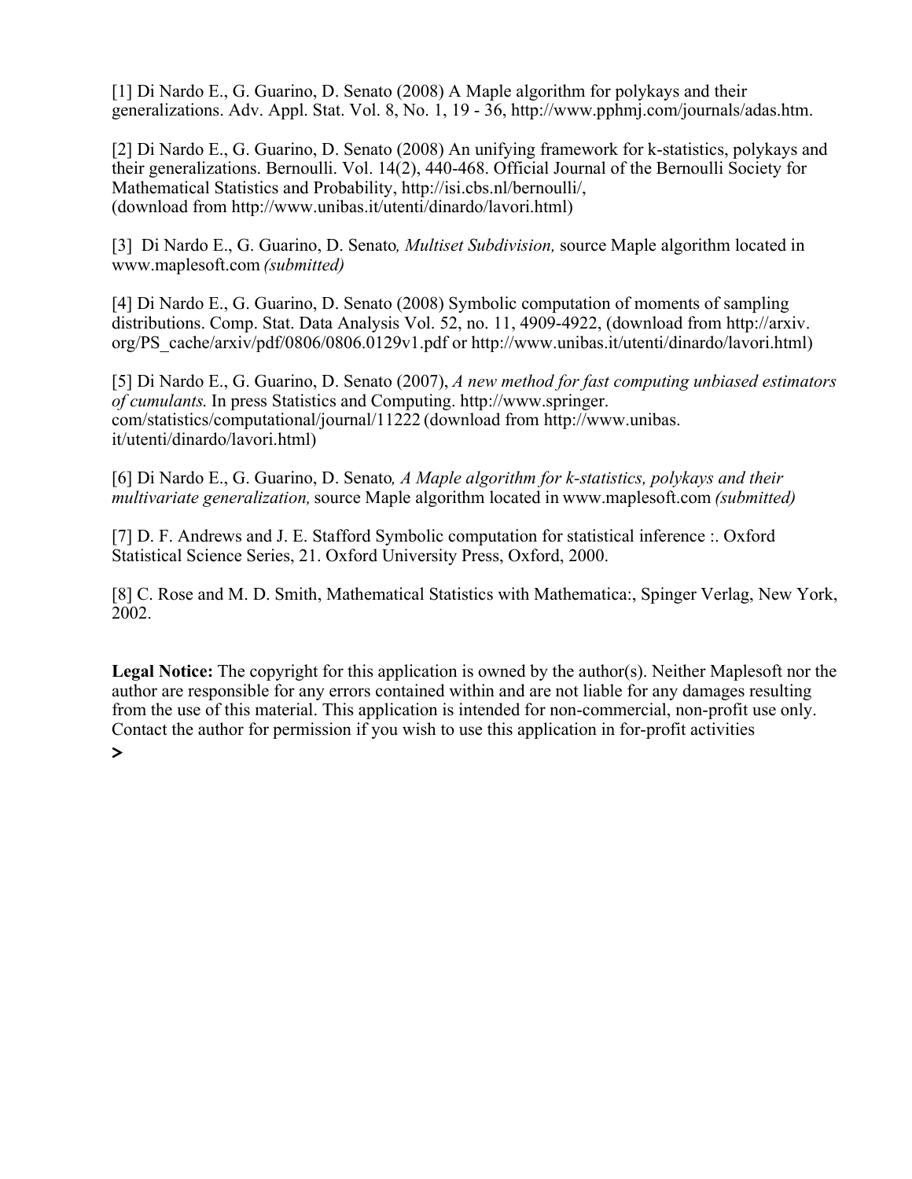[1] Di Nardo E., G. Guarino, D. Senato (2008) A Maple algorithm for polykays and their generalizations. Adv. Appl. Stat. Vol. 8, No. 1, 19 - 36, http://www.pphmj.com/journals/adas.htm.

[2] Di Nardo E., G. Guarino, D. Senato (2008) An unifying framework for k-statistics, polykays and their generalizations. Bernoulli. Vol. 14(2), 440-468. Official Journal of the Bernoulli Society for Mathematical Statistics and Probability, http://isi.cbs.nl/bernoulli/, (download from http://www.unibas.it/utenti/dinardo/lavori.html)

[3] Di Nardo E., G. Guarino, D. Senato, *Multiset Subdivision,* source Maple algorithm located in www.maplesoft.com *(submitted)*

[4] Di Nardo E., G. Guarino, D. Senato (2008) Symbolic computation of moments of sampling distributions. Comp. Stat. Data Analysis Vol. 52, no. 11, 4909-4922, (download from http://arxiv.org/PS_cache/arxiv/pdf/0806/0806.0129v1.pdf or http://www.unibas.it/utenti/dinardo/lavori.html)

[5] Di Nardo E., G. Guarino, D. Senato (2007), *A new method for fast computing unbiased estimators of cumulants.* In press Statistics and Computing. http://www.springer.com/statistics/computational/journal/11222 (download from http://www.unibas.it/utenti/dinardo/lavori.html)

[6] Di Nardo E., G. Guarino, D. Senato*, A Maple algorithm for k-statistics, polykays and their multivariate generalization,* source Maple algorithm located in www.maplesoft.com *(submitted)*

[7] D. F. Andrews and J. E. Stafford Symbolic computation for statistical inference :. Oxford Statistical Science Series, 21. Oxford University Press, Oxford, 2000.

[8] C. Rose and M. D. Smith, Mathematical Statistics with Mathematica:, Spinger Verlag, New York, 2002.

**Legal Notice:** The copyright for this application is owned by the author(s). Neither Maplesoft nor the author are responsible for any errors contained within and are not liable for any damages resulting from the use of this material. This application is intended for non-commercial, non-profit use only. Contact the author for permission if you wish to use this application in for-profit activities

**>**